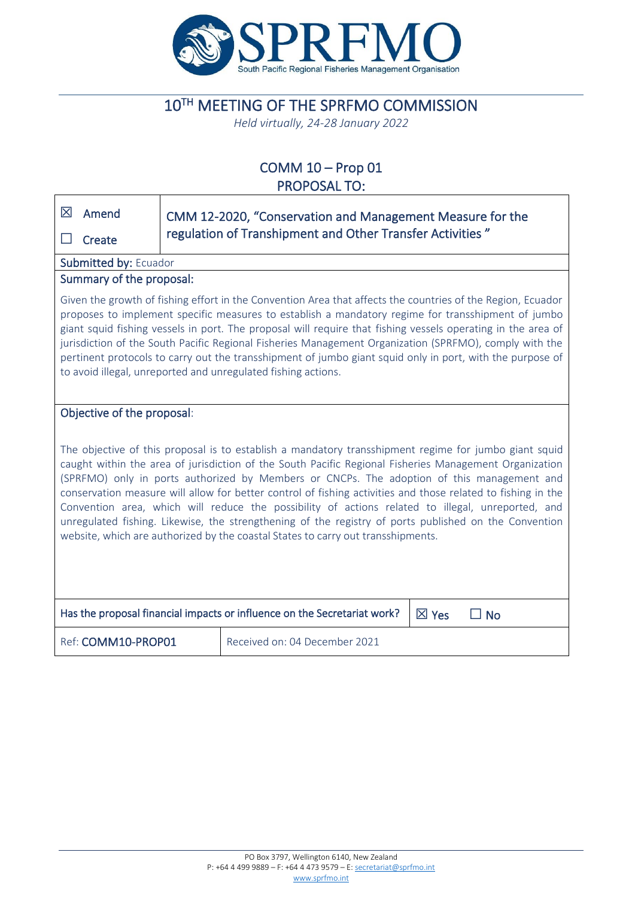SPRFMO

South Pacific Regional Fisheries Management Organisation

# 10TH MEETING OF THE SPRFMO COMMISSION

*Held virtually, 24-28 January 2022*

## COMM 10 – Prop 01
## PROPOSAL TO:

| | |
|---|---|
| ☒ Amend<br>☐ Create | CMM 12-2020, "Conservation and Management Measure for the regulation of Transhipment and Other Transfer Activities " |

**Submitted by:** Ecuador

**Summary of the proposal:**

Given the growth of fishing effort in the Convention Area that affects the countries of the Region, Ecuador proposes to implement specific measures to establish a mandatory regime for transshipment of jumbo giant squid fishing vessels in port. The proposal will require that fishing vessels operating in the area of jurisdiction of the South Pacific Regional Fisheries Management Organization (SPRFMO), comply with the pertinent protocols to carry out the transshipment of jumbo giant squid only in port, with the purpose of to avoid illegal, unreported and unregulated fishing actions.

**Objective of the proposal**:

The objective of this proposal is to establish a mandatory transshipment regime for jumbo giant squid caught within the area of jurisdiction of the South Pacific Regional Fisheries Management Organization (SPRFMO) only in ports authorized by Members or CNCPs. The adoption of this management and conservation measure will allow for better control of fishing activities and those related to fishing in the Convention area, which will reduce the possibility of actions related to illegal, unreported, and unregulated fishing. Likewise, the strengthening of the registry of ports published on the Convention website, which are authorized by the coastal States to carry out transshipments.

| Has the proposal financial impacts or influence on the Secretariat work? | ☒ Yes ☐ No |
|---|---|
| Ref: **COMM10-PROP01** | Received on: 04 December 2021 |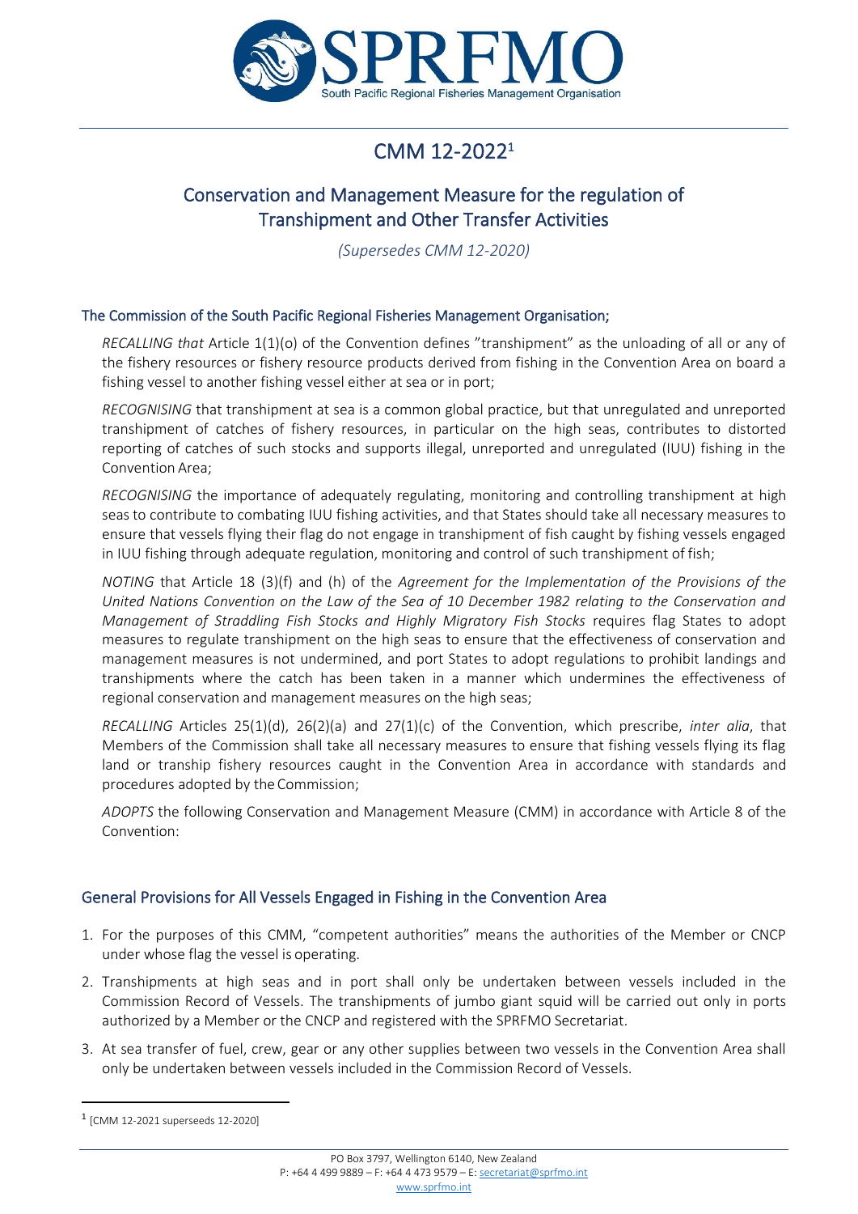# CMM 12-2022[1]

## Conservation and Management Measure for the regulation of Transhipment and Other Transfer Activities

*(Supersedes CMM 12-2020)*

### The Commission of the South Pacific Regional Fisheries Management Organisation;

*RECALLING that* Article 1(1)(o) of the Convention defines "transhipment" as the unloading of all or any of the fishery resources or fishery resource products derived from fishing in the Convention Area on board a fishing vessel to another fishing vessel either at sea or in port;

*RECOGNISING* that transhipment at sea is a common global practice, but that unregulated and unreported transhipment of catches of fishery resources, in particular on the high seas, contributes to distorted reporting of catches of such stocks and supports illegal, unreported and unregulated (IUU) fishing in the Convention Area;

*RECOGNISING* the importance of adequately regulating, monitoring and controlling transhipment at high seas to contribute to combating IUU fishing activities, and that States should take all necessary measures to ensure that vessels flying their flag do not engage in transhipment of fish caught by fishing vessels engaged in IUU fishing through adequate regulation, monitoring and control of such transhipment of fish;

*NOTING* that Article 18 (3)(f) and (h) of the *Agreement for the Implementation of the Provisions of the United Nations Convention on the Law of the Sea of 10 December 1982 relating to the Conservation and Management of Straddling Fish Stocks and Highly Migratory Fish Stocks* requires flag States to adopt measures to regulate transhipment on the high seas to ensure that the effectiveness of conservation and management measures is not undermined, and port States to adopt regulations to prohibit landings and transhipments where the catch has been taken in a manner which undermines the effectiveness of regional conservation and management measures on the high seas;

*RECALLING* Articles 25(1)(d), 26(2)(a) and 27(1)(c) of the Convention, which prescribe, *inter alia*, that Members of the Commission shall take all necessary measures to ensure that fishing vessels flying its flag land or tranship fishery resources caught in the Convention Area in accordance with standards and procedures adopted by the Commission;

*ADOPTS* the following Conservation and Management Measure (CMM) in accordance with Article 8 of the Convention:

### General Provisions for All Vessels Engaged in Fishing in the Convention Area

1. For the purposes of this CMM, "competent authorities" means the authorities of the Member or CNCP under whose flag the vessel is operating.
2. Transhipments at high seas and in port shall only be undertaken between vessels included in the Commission Record of Vessels. The transhipments of jumbo giant squid will be carried out only in ports authorized by a Member or the CNCP and registered with the SPRFMO Secretariat.
3. At sea transfer of fuel, crew, gear or any other supplies between two vessels in the Convention Area shall only be undertaken between vessels included in the Commission Record of Vessels.

[1] [CMM 12-2021 superseeds 12-2020]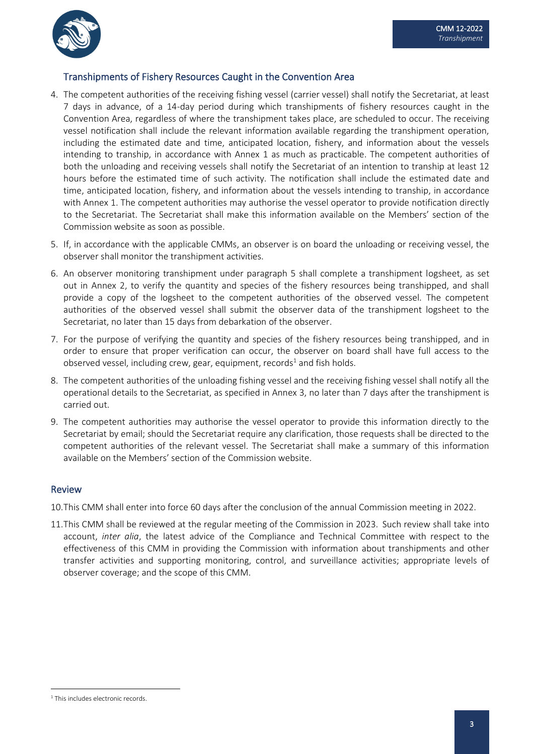## Transhipments of Fishery Resources Caught in the Convention Area

4. The competent authorities of the receiving fishing vessel (carrier vessel) shall notify the Secretariat, at least 7 days in advance, of a 14-day period during which transhipments of fishery resources caught in the Convention Area, regardless of where the transhipment takes place, are scheduled to occur. The receiving vessel notification shall include the relevant information available regarding the transhipment operation, including the estimated date and time, anticipated location, fishery, and information about the vessels intending to tranship, in accordance with Annex 1 as much as practicable. The competent authorities of both the unloading and receiving vessels shall notify the Secretariat of an intention to tranship at least 12 hours before the estimated time of such activity. The notification shall include the estimated date and time, anticipated location, fishery, and information about the vessels intending to tranship, in accordance with Annex 1. The competent authorities may authorise the vessel operator to provide notification directly to the Secretariat. The Secretariat shall make this information available on the Members' section of the Commission website as soon as possible.
5. If, in accordance with the applicable CMMs, an observer is on board the unloading or receiving vessel, the observer shall monitor the transhipment activities.
6. An observer monitoring transhipment under paragraph 5 shall complete a transhipment logsheet, as set out in Annex 2, to verify the quantity and species of the fishery resources being transhipped, and shall provide a copy of the logsheet to the competent authorities of the observed vessel. The competent authorities of the observed vessel shall submit the observer data of the transhipment logsheet to the Secretariat, no later than 15 days from debarkation of the observer.
7. For the purpose of verifying the quantity and species of the fishery resources being transhipped, and in order to ensure that proper verification can occur, the observer on board shall have full access to the observed vessel, including crew, gear, equipment, records[1] and fish holds.
8. The competent authorities of the unloading fishing vessel and the receiving fishing vessel shall notify all the operational details to the Secretariat, as specified in Annex 3, no later than 7 days after the transhipment is carried out.
9. The competent authorities may authorise the vessel operator to provide this information directly to the Secretariat by email; should the Secretariat require any clarification, those requests shall be directed to the competent authorities of the relevant vessel. The Secretariat shall make a summary of this information available on the Members' section of the Commission website.

## Review

10. This CMM shall enter into force 60 days after the conclusion of the annual Commission meeting in 2022.
11. This CMM shall be reviewed at the regular meeting of the Commission in 2023. Such review shall take into account, *inter alia*, the latest advice of the Compliance and Technical Committee with respect to the effectiveness of this CMM in providing the Commission with information about transhipments and other transfer activities and supporting monitoring, control, and surveillance activities; appropriate levels of observer coverage; and the scope of this CMM.

---

[1] This includes electronic records.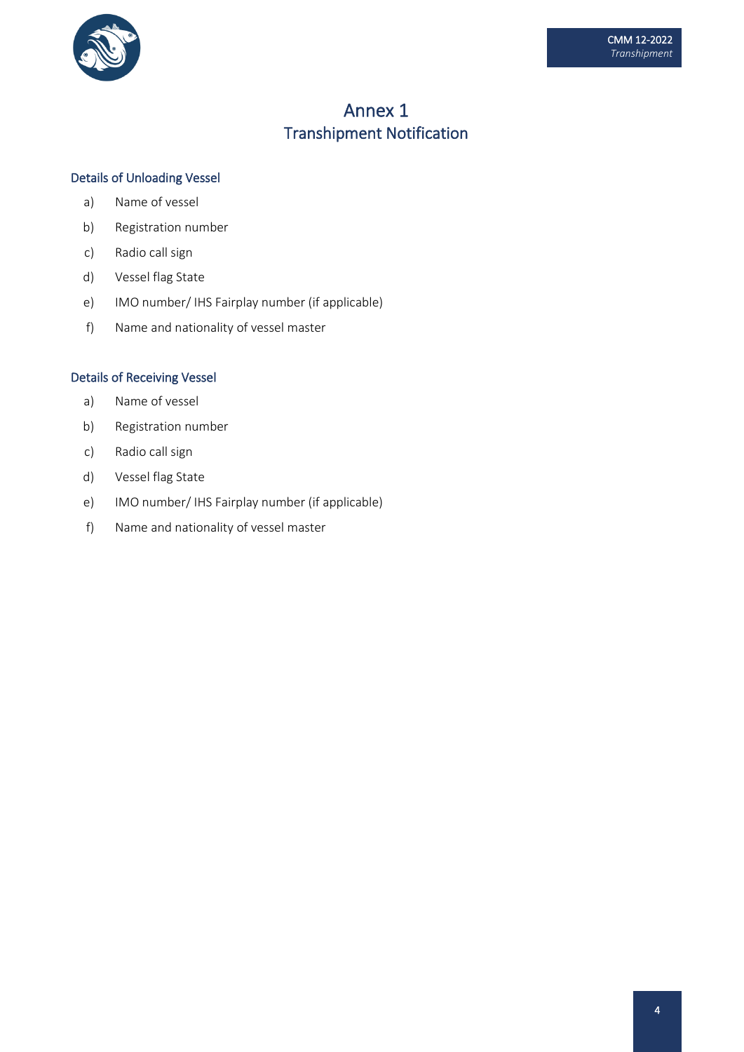# Annex 1
## Transhipment Notification

### Details of Unloading Vessel

a) Name of vessel

b) Registration number

c) Radio call sign

d) Vessel flag State

e) IMO number/ IHS Fairplay number (if applicable)

f) Name and nationality of vessel master

### Details of Receiving Vessel

a) Name of vessel

b) Registration number

c) Radio call sign

d) Vessel flag State

e) IMO number/ IHS Fairplay number (if applicable)

f) Name and nationality of vessel master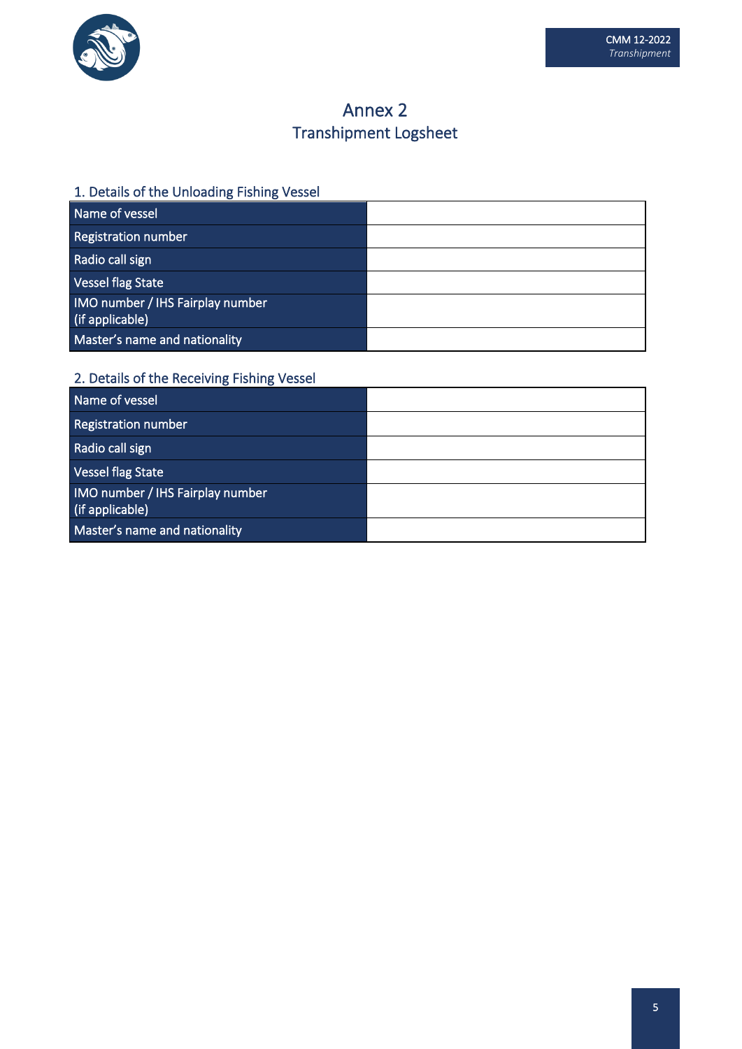# Annex 2
## Transhipment Logsheet

### 1. Details of the Unloading Fishing Vessel

| | |
|---|---|
| Name of vessel | |
| Registration number | |
| Radio call sign | |
| Vessel flag State | |
| IMO number / IHS Fairplay number (if applicable) | |
| Master's name and nationality | |

### 2. Details of the Receiving Fishing Vessel

| | |
|---|---|
| Name of vessel | |
| Registration number | |
| Radio call sign | |
| Vessel flag State | |
| IMO number / IHS Fairplay number (if applicable) | |
| Master's name and nationality | |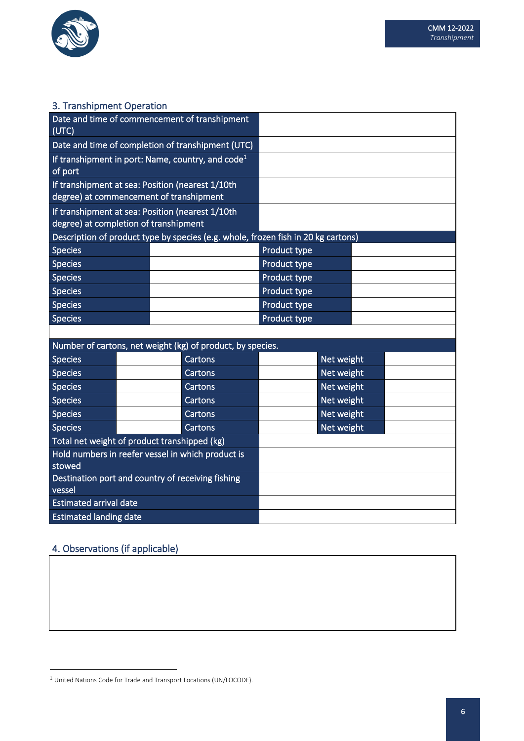## 3. Transhipment Operation

| | |
|---|---|
| Date and time of commencement of transhipment (UTC) | |
| Date and time of completion of transhipment (UTC) | |
| If transhipment in port: Name, country, and code[1] of port | |
| If transhipment at sea: Position (nearest 1/10th degree) at commencement of transhipment | |
| If transhipment at sea: Position (nearest 1/10th degree) at completion of transhipment | |

| Description of product type by species (e.g. whole, frozen fish in 20 kg cartons) | | | |
|---|---|---|---|
| Species | | Product type | |
| Species | | Product type | |
| Species | | Product type | |
| Species | | Product type | |
| Species | | Product type | |
| Species | | Product type | |

| Number of cartons, net weight (kg) of product, by species. | | | | | |
|---|---|---|---|---|---|
| Species | | Cartons | | Net weight | |
| Species | | Cartons | | Net weight | |
| Species | | Cartons | | Net weight | |
| Species | | Cartons | | Net weight | |
| Species | | Cartons | | Net weight | |
| Species | | Cartons | | Net weight | |

| | |
|---|---|
| Total net weight of product transhipped (kg) | |
| Hold numbers in reefer vessel in which product is stowed | |
| Destination port and country of receiving fishing vessel | |
| Estimated arrival date | |
| Estimated landing date | |

## 4. Observations (if applicable)

| |
|---|
| |

[1] United Nations Code for Trade and Transport Locations (UN/LOCODE).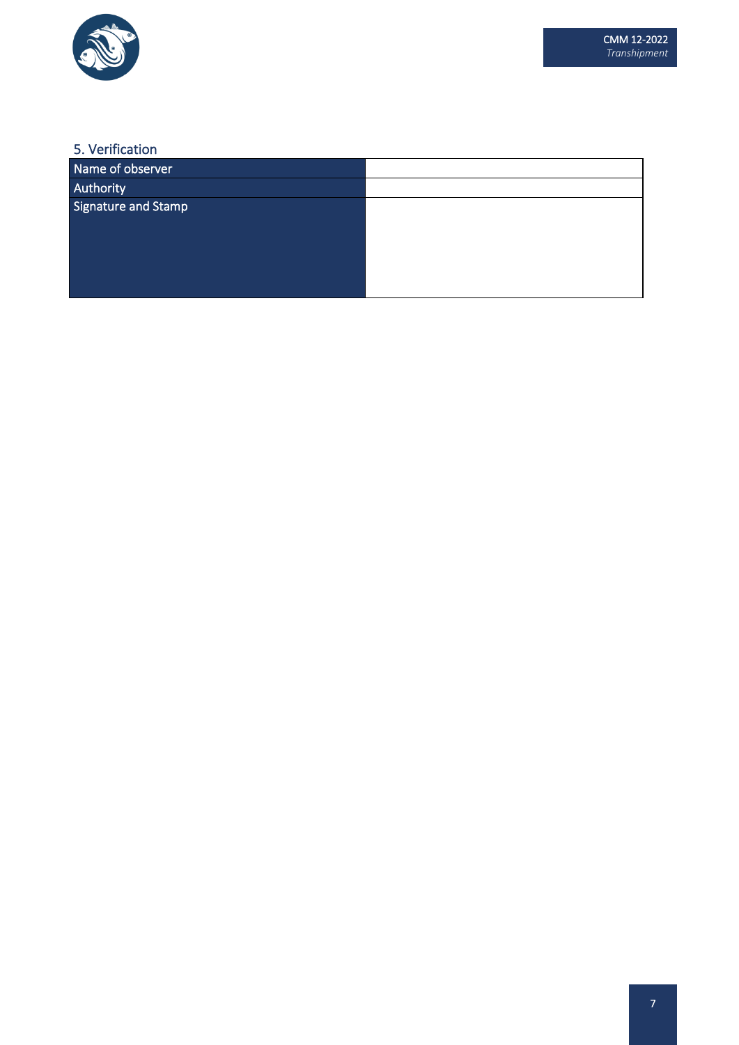## 5. Verification

| Name of observer | |
|---|---|
| Authority | |
| Signature and Stamp | |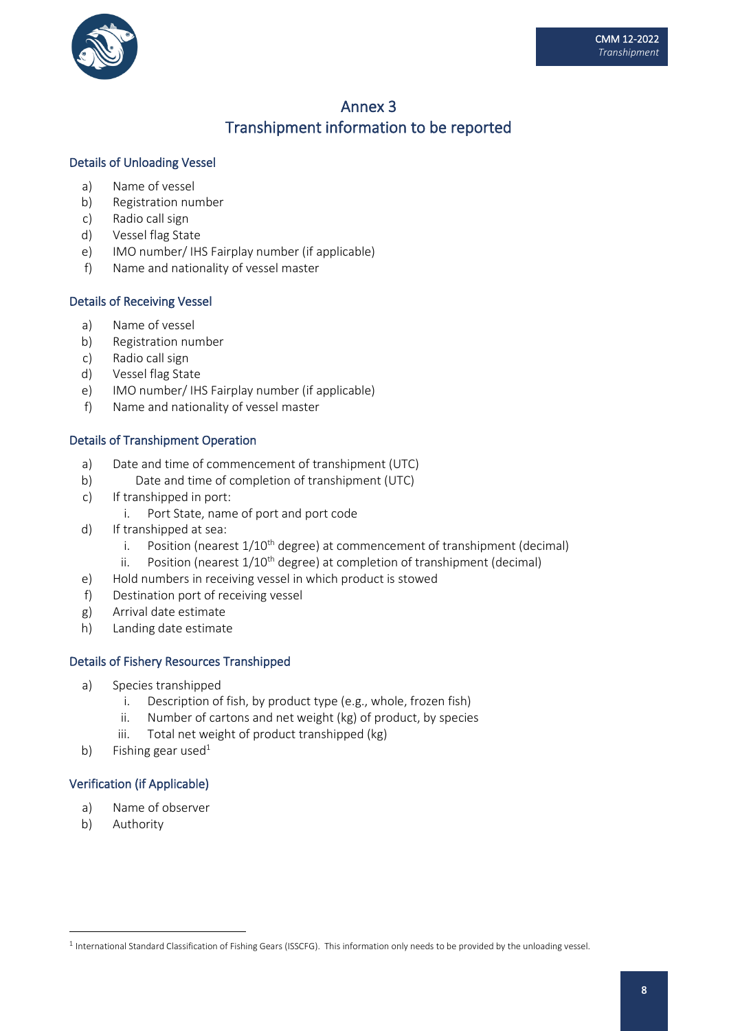# Annex 3
## Transhipment information to be reported

### Details of Unloading Vessel

a) Name of vessel
b) Registration number
c) Radio call sign
d) Vessel flag State
e) IMO number/ IHS Fairplay number (if applicable)
f) Name and nationality of vessel master

### Details of Receiving Vessel

a) Name of vessel
b) Registration number
c) Radio call sign
d) Vessel flag State
e) IMO number/ IHS Fairplay number (if applicable)
f) Name and nationality of vessel master

### Details of Transhipment Operation

a) Date and time of commencement of transhipment (UTC)
b) Date and time of completion of transhipment (UTC)
c) If transhipped in port:
   i. Port State, name of port and port code
d) If transhipped at sea:
   i. Position (nearest 1/10th degree) at commencement of transhipment (decimal)
   ii. Position (nearest 1/10th degree) at completion of transhipment (decimal)
e) Hold numbers in receiving vessel in which product is stowed
f) Destination port of receiving vessel
g) Arrival date estimate
h) Landing date estimate

### Details of Fishery Resources Transhipped

a) Species transhipped
   i. Description of fish, by product type (e.g., whole, frozen fish)
   ii. Number of cartons and net weight (kg) of product, by species
   iii. Total net weight of product transhipped (kg)
b) Fishing gear used[1]

### Verification (if Applicable)

a) Name of observer
b) Authority

[1] International Standard Classification of Fishing Gears (ISSCFG). This information only needs to be provided by the unloading vessel.